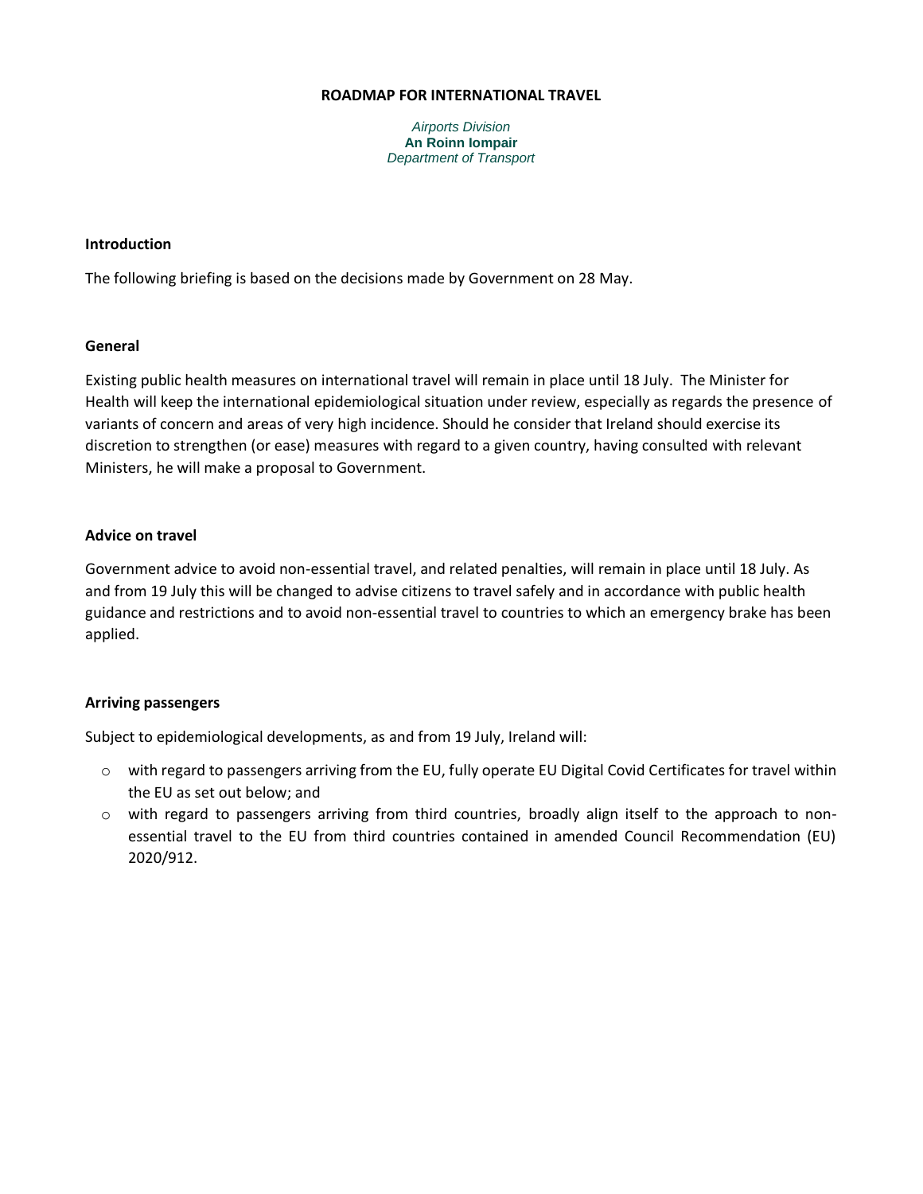# ROADMAP FOR INTERNATIONAL TRAVEL

*Airports Division*
**An Roinn Iompair**
*Department of Transport*

## Introduction

The following briefing is based on the decisions made by Government on 28 May.

## General

Existing public health measures on international travel will remain in place until 18 July. The Minister for Health will keep the international epidemiological situation under review, especially as regards the presence of variants of concern and areas of very high incidence. Should he consider that Ireland should exercise its discretion to strengthen (or ease) measures with regard to a given country, having consulted with relevant Ministers, he will make a proposal to Government.

## Advice on travel

Government advice to avoid non-essential travel, and related penalties, will remain in place until 18 July. As and from 19 July this will be changed to advise citizens to travel safely and in accordance with public health guidance and restrictions and to avoid non-essential travel to countries to which an emergency brake has been applied.

## Arriving passengers

Subject to epidemiological developments, as and from 19 July, Ireland will:

- with regard to passengers arriving from the EU, fully operate EU Digital Covid Certificates for travel within the EU as set out below; and
- with regard to passengers arriving from third countries, broadly align itself to the approach to non-essential travel to the EU from third countries contained in amended Council Recommendation (EU) 2020/912.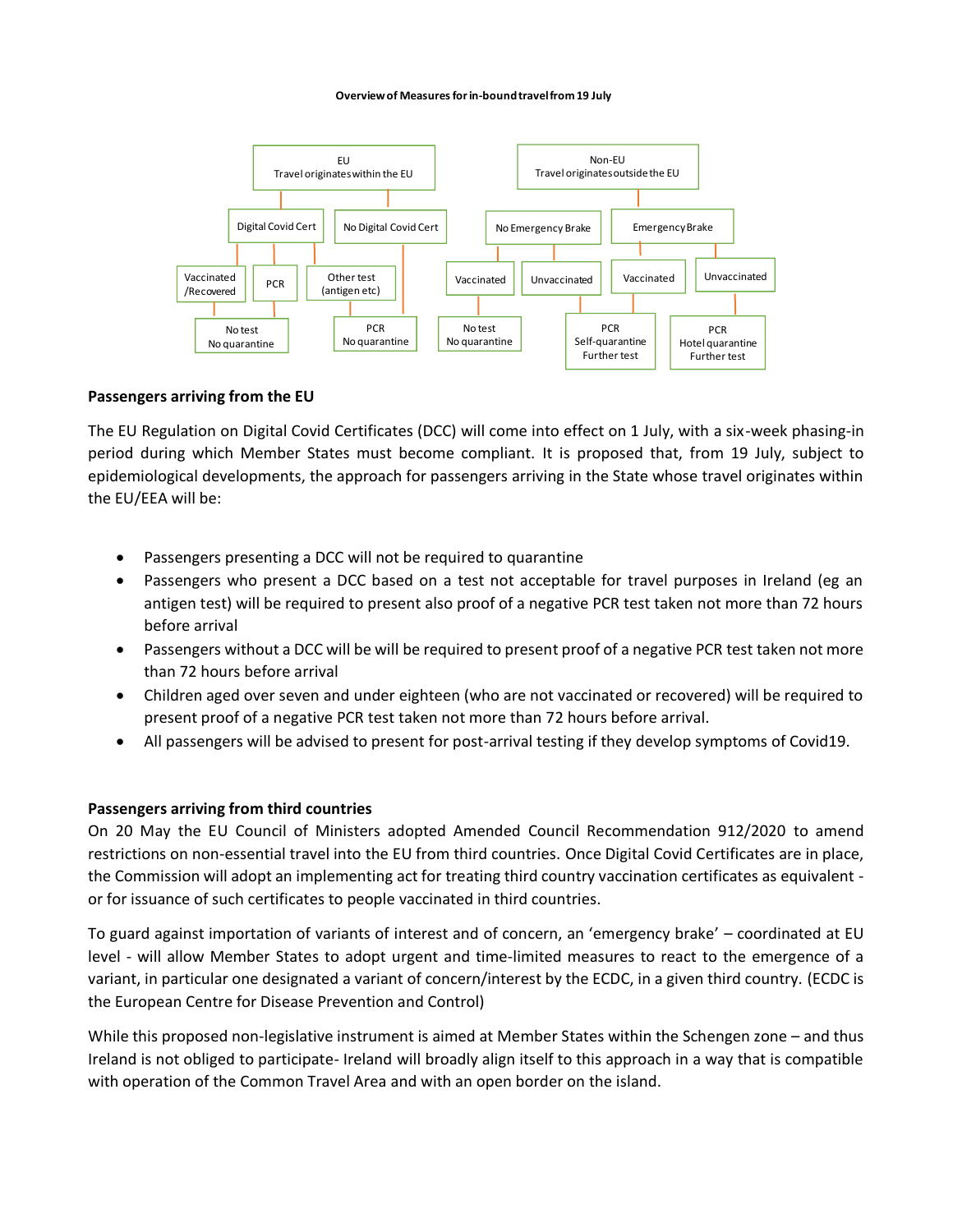**Overview of Measures for in-bound travel from 19 July**

- EU – Travel originates within the EU
  - Digital Covid Cert
    - Vaccinated /Recovered → No test, No quarantine
    - PCR → No test, No quarantine
    - Other test (antigen etc) → PCR, No quarantine
  - No Digital Covid Cert → PCR, No quarantine
- Non-EU – Travel originates outside the EU
  - No Emergency Brake
    - Vaccinated → No test, No quarantine
    - Unvaccinated → PCR, Self-quarantine, Further test
  - Emergency Brake
    - Vaccinated → PCR, Self-quarantine, Further test
    - Unvaccinated → PCR, Hotel quarantine, Further test

**Passengers arriving from the EU**

The EU Regulation on Digital Covid Certificates (DCC) will come into effect on 1 July, with a six-week phasing-in period during which Member States must become compliant. It is proposed that, from 19 July, subject to epidemiological developments, the approach for passengers arriving in the State whose travel originates within the EU/EEA will be:

- Passengers presenting a DCC will not be required to quarantine
- Passengers who present a DCC based on a test not acceptable for travel purposes in Ireland (eg an antigen test) will be required to present also proof of a negative PCR test taken not more than 72 hours before arrival
- Passengers without a DCC will be will be required to present proof of a negative PCR test taken not more than 72 hours before arrival
- Children aged over seven and under eighteen (who are not vaccinated or recovered) will be required to present proof of a negative PCR test taken not more than 72 hours before arrival.
- All passengers will be advised to present for post-arrival testing if they develop symptoms of Covid19.

**Passengers arriving from third countries**

On 20 May the EU Council of Ministers adopted Amended Council Recommendation 912/2020 to amend restrictions on non-essential travel into the EU from third countries. Once Digital Covid Certificates are in place, the Commission will adopt an implementing act for treating third country vaccination certificates as equivalent - or for issuance of such certificates to people vaccinated in third countries.

To guard against importation of variants of interest and of concern, an 'emergency brake' – coordinated at EU level - will allow Member States to adopt urgent and time-limited measures to react to the emergence of a variant, in particular one designated a variant of concern/interest by the ECDC, in a given third country. (ECDC is the European Centre for Disease Prevention and Control)

While this proposed non-legislative instrument is aimed at Member States within the Schengen zone – and thus Ireland is not obliged to participate- Ireland will broadly align itself to this approach in a way that is compatible with operation of the Common Travel Area and with an open border on the island.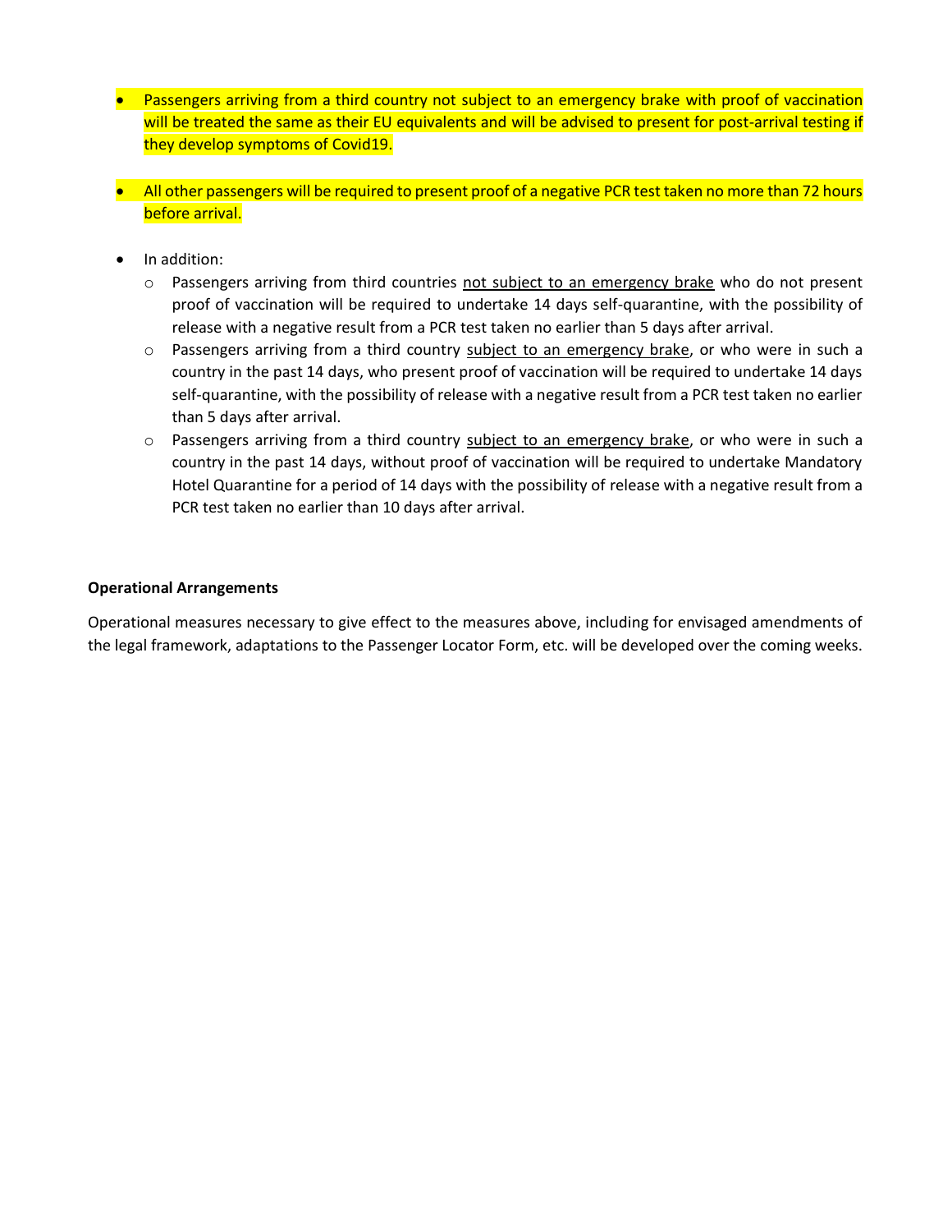- Passengers arriving from a third country not subject to an emergency brake with proof of vaccination will be treated the same as their EU equivalents and will be advised to present for post-arrival testing if they develop symptoms of Covid19.

- All other passengers will be required to present proof of a negative PCR test taken no more than 72 hours before arrival.

- In addition:
  - Passengers arriving from third countries <u>not subject to an emergency brake</u> who do not present proof of vaccination will be required to undertake 14 days self-quarantine, with the possibility of release with a negative result from a PCR test taken no earlier than 5 days after arrival.
  - Passengers arriving from a third country <u>subject to an emergency brake</u>, or who were in such a country in the past 14 days, who present proof of vaccination will be required to undertake 14 days self-quarantine, with the possibility of release with a negative result from a PCR test taken no earlier than 5 days after arrival.
  - Passengers arriving from a third country <u>subject to an emergency brake</u>, or who were in such a country in the past 14 days, without proof of vaccination will be required to undertake Mandatory Hotel Quarantine for a period of 14 days with the possibility of release with a negative result from a PCR test taken no earlier than 10 days after arrival.

**Operational Arrangements**

Operational measures necessary to give effect to the measures above, including for envisaged amendments of the legal framework, adaptations to the Passenger Locator Form, etc. will be developed over the coming weeks.